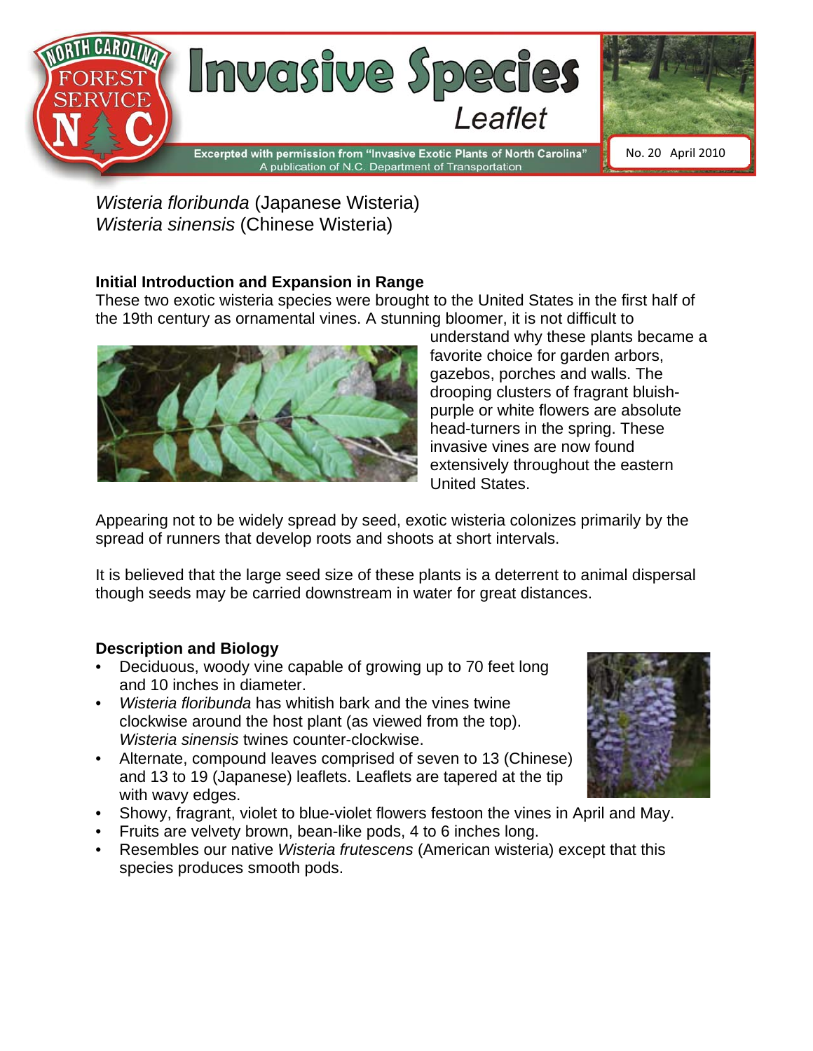# Invasive Species Leaflet

Excerpted with permission from "Invasive Exotic Plants of North Carolina"
A publication of N.C. Department of Transportation

No. 20 April 2010

*Wisteria floribunda* (Japanese Wisteria)
*Wisteria sinensis* (Chinese Wisteria)

## Initial Introduction and Expansion in Range

These two exotic wisteria species were brought to the United States in the first half of the 19th century as ornamental vines. A stunning bloomer, it is not difficult to understand why these plants became a favorite choice for garden arbors, gazebos, porches and walls. The drooping clusters of fragrant bluish-purple or white flowers are absolute head-turners in the spring. These invasive vines are now found extensively throughout the eastern United States.

Appearing not to be widely spread by seed, exotic wisteria colonizes primarily by the spread of runners that develop roots and shoots at short intervals.

It is believed that the large seed size of these plants is a deterrent to animal dispersal though seeds may be carried downstream in water for great distances.

## Description and Biology

- Deciduous, woody vine capable of growing up to 70 feet long and 10 inches in diameter.
- *Wisteria floribunda* has whitish bark and the vines twine clockwise around the host plant (as viewed from the top). *Wisteria sinensis* twines counter-clockwise.
- Alternate, compound leaves comprised of seven to 13 (Chinese) and 13 to 19 (Japanese) leaflets. Leaflets are tapered at the tip with wavy edges.
- Showy, fragrant, violet to blue-violet flowers festoon the vines in April and May.
- Fruits are velvety brown, bean-like pods, 4 to 6 inches long.
- Resembles our native *Wisteria frutescens* (American wisteria) except that this species produces smooth pods.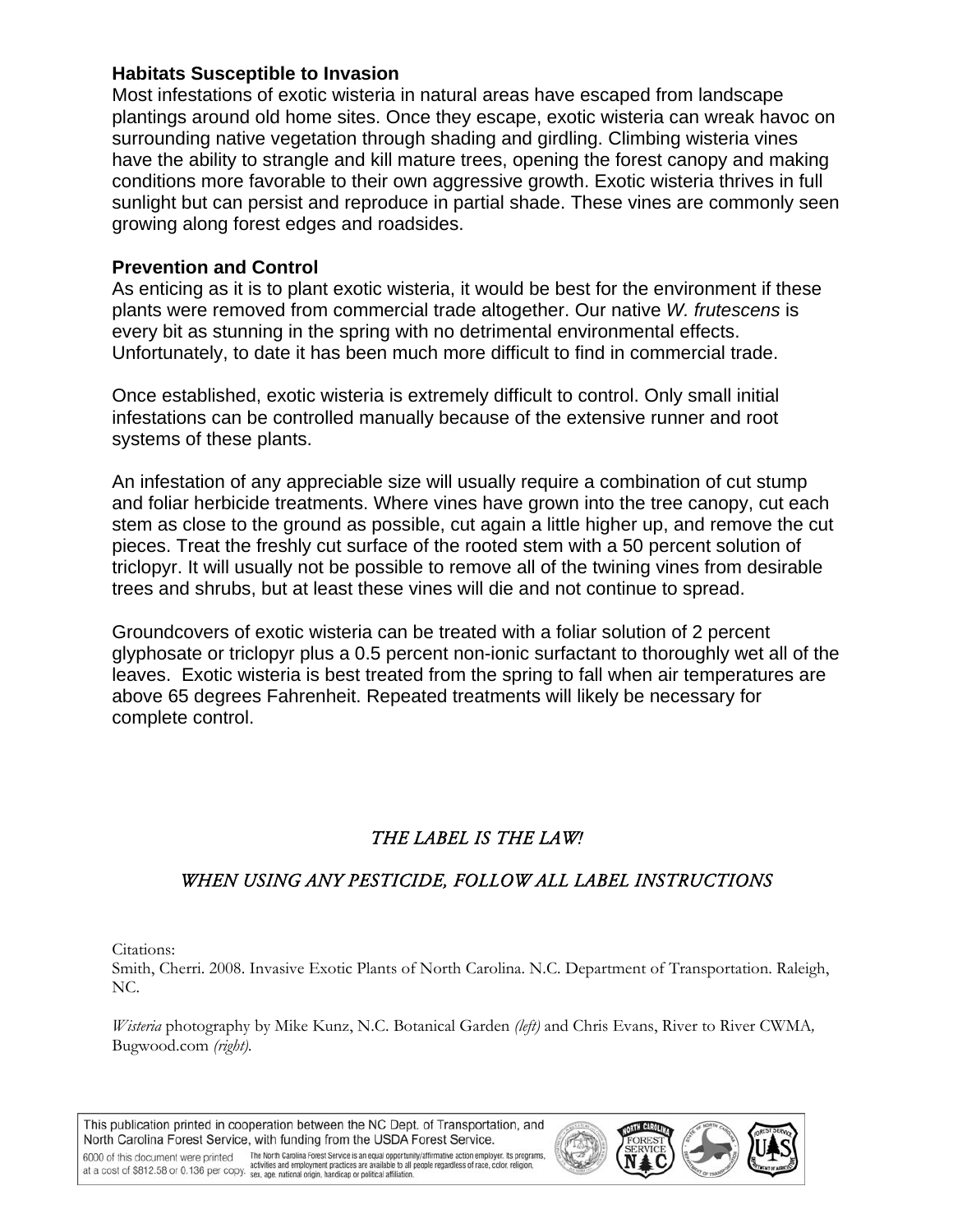### Habitats Susceptible to Invasion

Most infestations of exotic wisteria in natural areas have escaped from landscape plantings around old home sites. Once they escape, exotic wisteria can wreak havoc on surrounding native vegetation through shading and girdling. Climbing wisteria vines have the ability to strangle and kill mature trees, opening the forest canopy and making conditions more favorable to their own aggressive growth. Exotic wisteria thrives in full sunlight but can persist and reproduce in partial shade. These vines are commonly seen growing along forest edges and roadsides.

### Prevention and Control

As enticing as it is to plant exotic wisteria, it would be best for the environment if these plants were removed from commercial trade altogether. Our native *W. frutescens* is every bit as stunning in the spring with no detrimental environmental effects. Unfortunately, to date it has been much more difficult to find in commercial trade.

Once established, exotic wisteria is extremely difficult to control. Only small initial infestations can be controlled manually because of the extensive runner and root systems of these plants.

An infestation of any appreciable size will usually require a combination of cut stump and foliar herbicide treatments. Where vines have grown into the tree canopy, cut each stem as close to the ground as possible, cut again a little higher up, and remove the cut pieces. Treat the freshly cut surface of the rooted stem with a 50 percent solution of triclopyr. It will usually not be possible to remove all of the twining vines from desirable trees and shrubs, but at least these vines will die and not continue to spread.

Groundcovers of exotic wisteria can be treated with a foliar solution of 2 percent glyphosate or triclopyr plus a 0.5 percent non-ionic surfactant to thoroughly wet all of the leaves. Exotic wisteria is best treated from the spring to fall when air temperatures are above 65 degrees Fahrenheit. Repeated treatments will likely be necessary for complete control.

*THE LABEL IS THE LAW!*

*WHEN USING ANY PESTICIDE, FOLLOW ALL LABEL INSTRUCTIONS*

Citations:
Smith, Cherri. 2008. Invasive Exotic Plants of North Carolina. N.C. Department of Transportation. Raleigh, NC.

*Wisteria* photography by Mike Kunz, N.C. Botanical Garden *(left)* and Chris Evans, River to River CWMA, Bugwood.com *(right)*.

This publication printed in cooperation between the NC Dept. of Transportation, and North Carolina Forest Service, with funding from the USDA Forest Service.

6000 of this document were printed at a cost of $812.58 or 0.136 per copy.

The North Carolina Forest Service is an equal opportunity/affirmative action employer. Its programs, activities and employment practices are available to all people regardless of race, color, religion, sex, age, national origin, handicap or political affiliation.